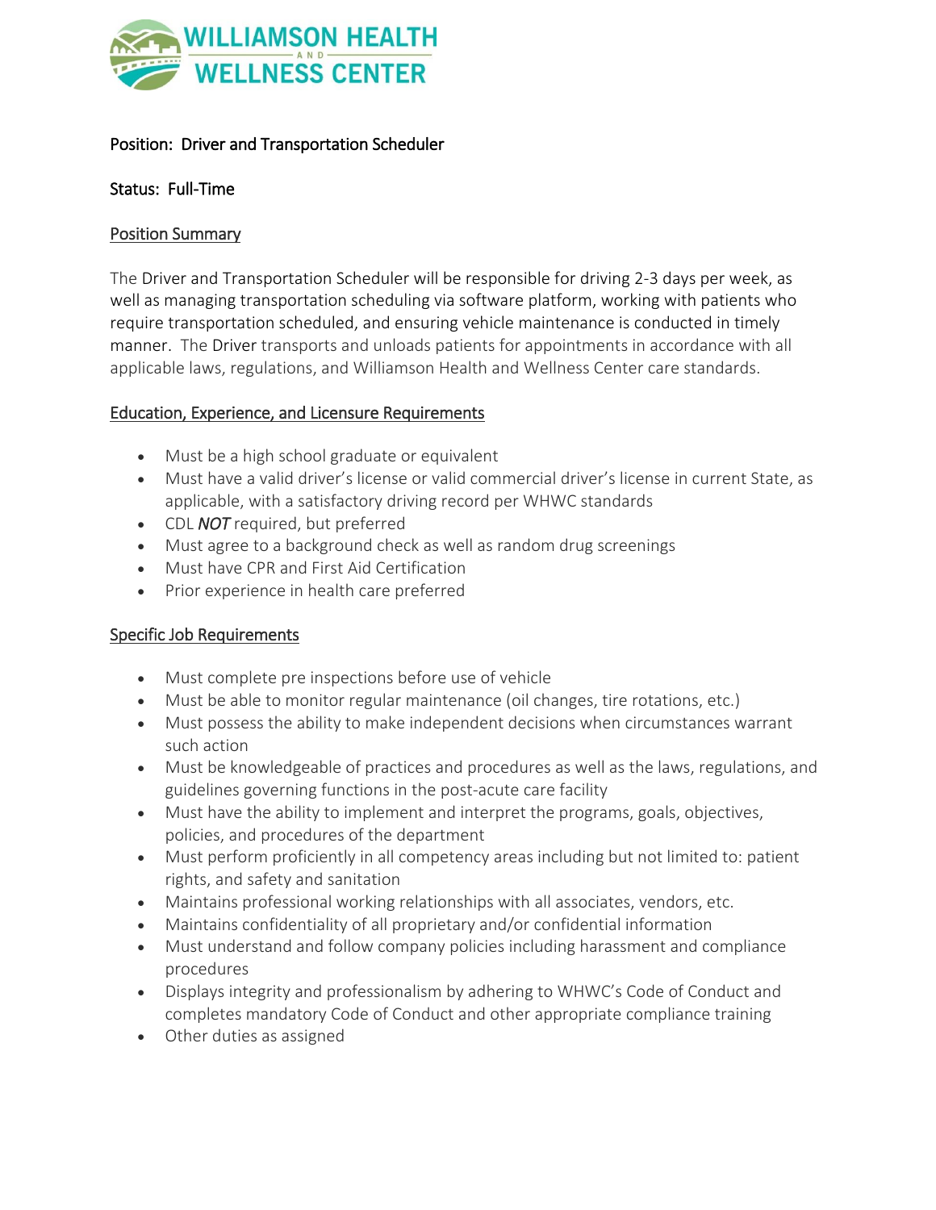**WILLIAMSON HEALTH AND WELLNESS CENTER**

Position: Driver and Transportation Scheduler

Status: Full-Time

## Position Summary

The Driver and Transportation Scheduler will be responsible for driving 2-3 days per week, as well as managing transportation scheduling via software platform, working with patients who require transportation scheduled, and ensuring vehicle maintenance is conducted in timely manner. The Driver transports and unloads patients for appointments in accordance with all applicable laws, regulations, and Williamson Health and Wellness Center care standards.

## Education, Experience, and Licensure Requirements

- Must be a high school graduate or equivalent
- Must have a valid driver's license or valid commercial driver's license in current State, as applicable, with a satisfactory driving record per WHWC standards
- CDL ***NOT*** required, but preferred
- Must agree to a background check as well as random drug screenings
- Must have CPR and First Aid Certification
- Prior experience in health care preferred

## Specific Job Requirements

- Must complete pre inspections before use of vehicle
- Must be able to monitor regular maintenance (oil changes, tire rotations, etc.)
- Must possess the ability to make independent decisions when circumstances warrant such action
- Must be knowledgeable of practices and procedures as well as the laws, regulations, and guidelines governing functions in the post-acute care facility
- Must have the ability to implement and interpret the programs, goals, objectives, policies, and procedures of the department
- Must perform proficiently in all competency areas including but not limited to: patient rights, and safety and sanitation
- Maintains professional working relationships with all associates, vendors, etc.
- Maintains confidentiality of all proprietary and/or confidential information
- Must understand and follow company policies including harassment and compliance procedures
- Displays integrity and professionalism by adhering to WHWC's Code of Conduct and completes mandatory Code of Conduct and other appropriate compliance training
- Other duties as assigned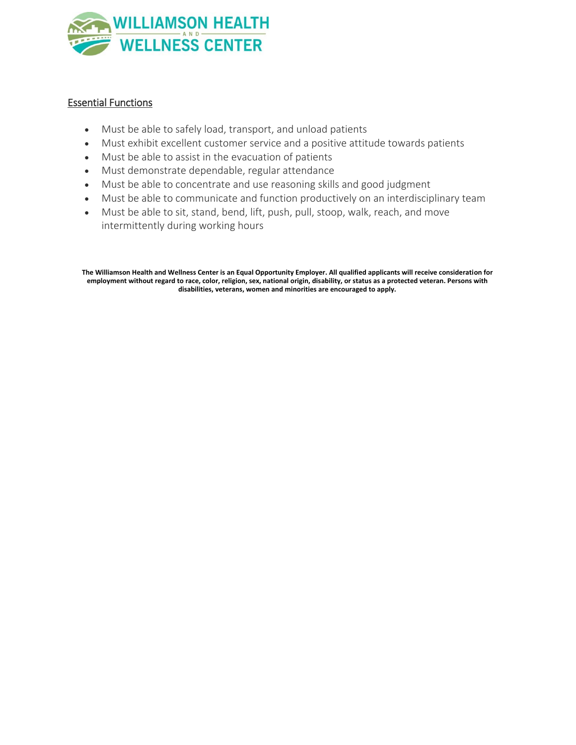## Essential Functions

- Must be able to safely load, transport, and unload patients
- Must exhibit excellent customer service and a positive attitude towards patients
- Must be able to assist in the evacuation of patients
- Must demonstrate dependable, regular attendance
- Must be able to concentrate and use reasoning skills and good judgment
- Must be able to communicate and function productively on an interdisciplinary team
- Must be able to sit, stand, bend, lift, push, pull, stoop, walk, reach, and move intermittently during working hours

**The Williamson Health and Wellness Center is an Equal Opportunity Employer. All qualified applicants will receive consideration for employment without regard to race, color, religion, sex, national origin, disability, or status as a protected veteran. Persons with disabilities, veterans, women and minorities are encouraged to apply.**